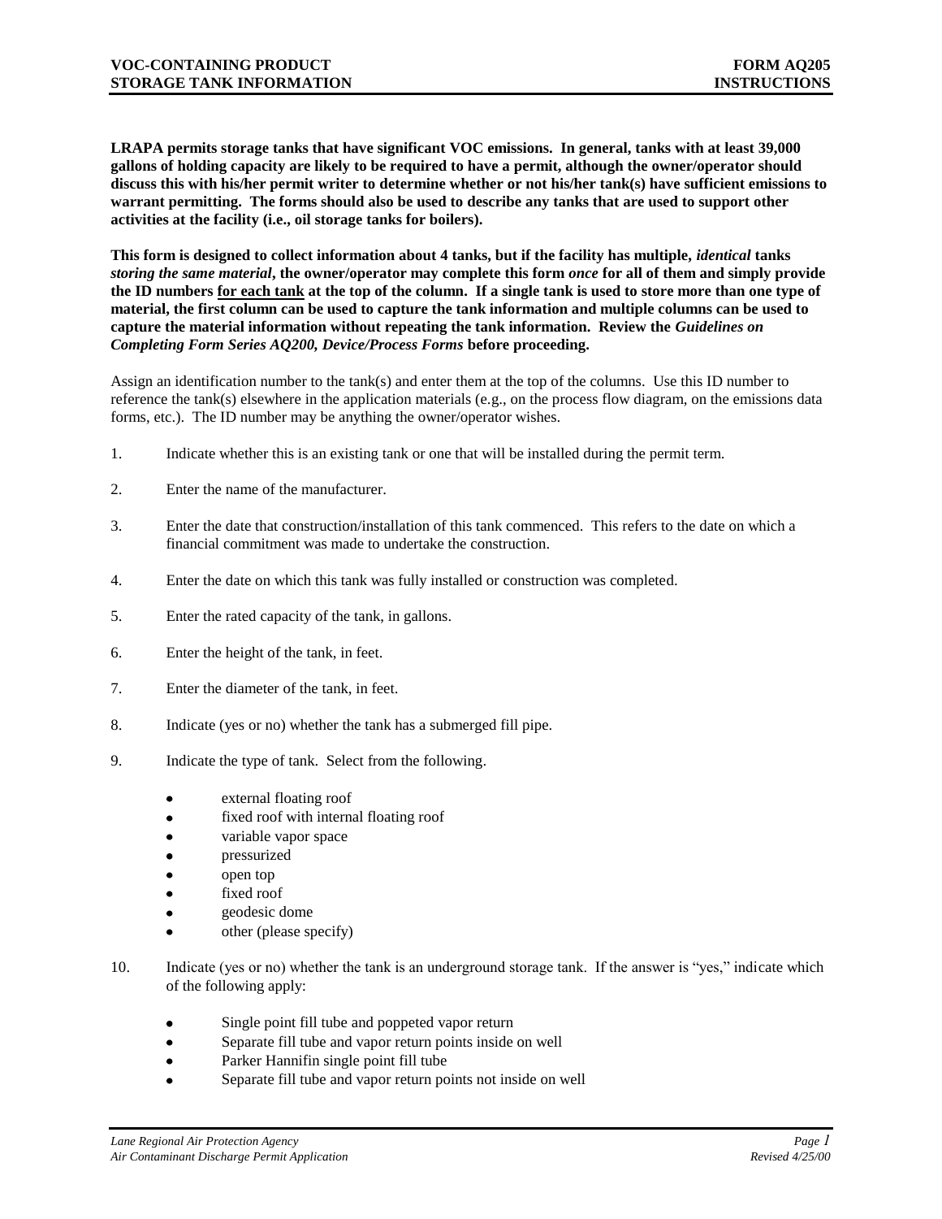# VOC-CONTAINING PRODUCT STORAGE TANK INFORMATION

## FORM AQ205 INSTRUCTIONS

**LRAPA permits storage tanks that have significant VOC emissions. In general, tanks with at least 39,000 gallons of holding capacity are likely to be required to have a permit, although the owner/operator should discuss this with his/her permit writer to determine whether or not his/her tank(s) have sufficient emissions to warrant permitting. The forms should also be used to describe any tanks that are used to support other activities at the facility (i.e., oil storage tanks for boilers).**

**This form is designed to collect information about 4 tanks, but if the facility has multiple, *identical* tanks *storing the same material*, the owner/operator may complete this form *once* for all of them and simply provide the ID numbers <u>for each tank</u> at the top of the column. If a single tank is used to store more than one type of material, the first column can be used to capture the tank information and multiple columns can be used to capture the material information without repeating the tank information. Review the *Guidelines on Completing Form Series AQ200, Device/Process Forms* before proceeding.**

Assign an identification number to the tank(s) and enter them at the top of the columns. Use this ID number to reference the tank(s) elsewhere in the application materials (e.g., on the process flow diagram, on the emissions data forms, etc.). The ID number may be anything the owner/operator wishes.

1. Indicate whether this is an existing tank or one that will be installed during the permit term.

2. Enter the name of the manufacturer.

3. Enter the date that construction/installation of this tank commenced. This refers to the date on which a financial commitment was made to undertake the construction.

4. Enter the date on which this tank was fully installed or construction was completed.

5. Enter the rated capacity of the tank, in gallons.

6. Enter the height of the tank, in feet.

7. Enter the diameter of the tank, in feet.

8. Indicate (yes or no) whether the tank has a submerged fill pipe.

9. Indicate the type of tank. Select from the following.
   - external floating roof
   - fixed roof with internal floating roof
   - variable vapor space
   - pressurized
   - open top
   - fixed roof
   - geodesic dome
   - other (please specify)

10. Indicate (yes or no) whether the tank is an underground storage tank. If the answer is "yes," indicate which of the following apply:
    - Single point fill tube and poppeted vapor return
    - Separate fill tube and vapor return points inside on well
    - Parker Hannifin single point fill tube
    - Separate fill tube and vapor return points not inside on well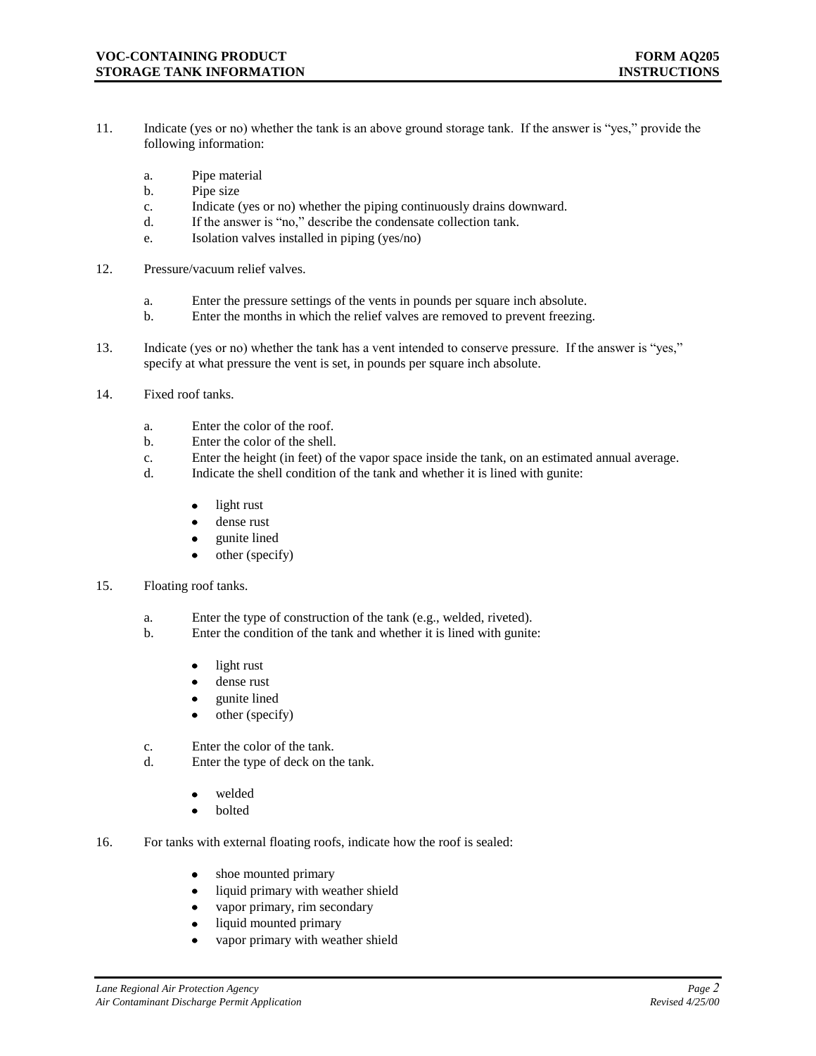11. Indicate (yes or no) whether the tank is an above ground storage tank. If the answer is "yes," provide the following information:

    a. Pipe material
    b. Pipe size
    c. Indicate (yes or no) whether the piping continuously drains downward.
    d. If the answer is "no," describe the condensate collection tank.
    e. Isolation valves installed in piping (yes/no)

12. Pressure/vacuum relief valves.

    a. Enter the pressure settings of the vents in pounds per square inch absolute.
    b. Enter the months in which the relief valves are removed to prevent freezing.

13. Indicate (yes or no) whether the tank has a vent intended to conserve pressure. If the answer is "yes," specify at what pressure the vent is set, in pounds per square inch absolute.

14. Fixed roof tanks.

    a. Enter the color of the roof.
    b. Enter the color of the shell.
    c. Enter the height (in feet) of the vapor space inside the tank, on an estimated annual average.
    d. Indicate the shell condition of the tank and whether it is lined with gunite:

       - light rust
       - dense rust
       - gunite lined
       - other (specify)

15. Floating roof tanks.

    a. Enter the type of construction of the tank (e.g., welded, riveted).
    b. Enter the condition of the tank and whether it is lined with gunite:

       - light rust
       - dense rust
       - gunite lined
       - other (specify)

    c. Enter the color of the tank.
    d. Enter the type of deck on the tank.

       - welded
       - bolted

16. For tanks with external floating roofs, indicate how the roof is sealed:

    - shoe mounted primary
    - liquid primary with weather shield
    - vapor primary, rim secondary
    - liquid mounted primary
    - vapor primary with weather shield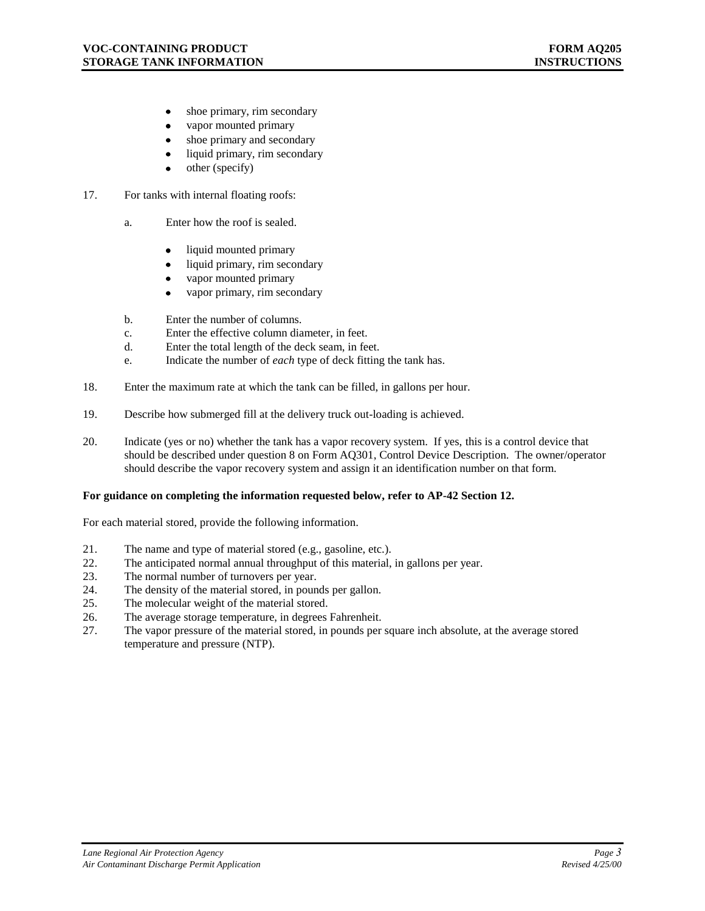- shoe primary, rim secondary
- vapor mounted primary
- shoe primary and secondary
- liquid primary, rim secondary
- other (specify)

17. For tanks with internal floating roofs:

    a. Enter how the roof is sealed.

    - liquid mounted primary
    - liquid primary, rim secondary
    - vapor mounted primary
    - vapor primary, rim secondary

    b. Enter the number of columns.
    c. Enter the effective column diameter, in feet.
    d. Enter the total length of the deck seam, in feet.
    e. Indicate the number of *each* type of deck fitting the tank has.

18. Enter the maximum rate at which the tank can be filled, in gallons per hour.

19. Describe how submerged fill at the delivery truck out-loading is achieved.

20. Indicate (yes or no) whether the tank has a vapor recovery system. If yes, this is a control device that should be described under question 8 on Form AQ301, Control Device Description. The owner/operator should describe the vapor recovery system and assign it an identification number on that form.

**For guidance on completing the information requested below, refer to AP-42 Section 12.**

For each material stored, provide the following information.

21. The name and type of material stored (e.g., gasoline, etc.).
22. The anticipated normal annual throughput of this material, in gallons per year.
23. The normal number of turnovers per year.
24. The density of the material stored, in pounds per gallon.
25. The molecular weight of the material stored.
26. The average storage temperature, in degrees Fahrenheit.
27. The vapor pressure of the material stored, in pounds per square inch absolute, at the average stored temperature and pressure (NTP).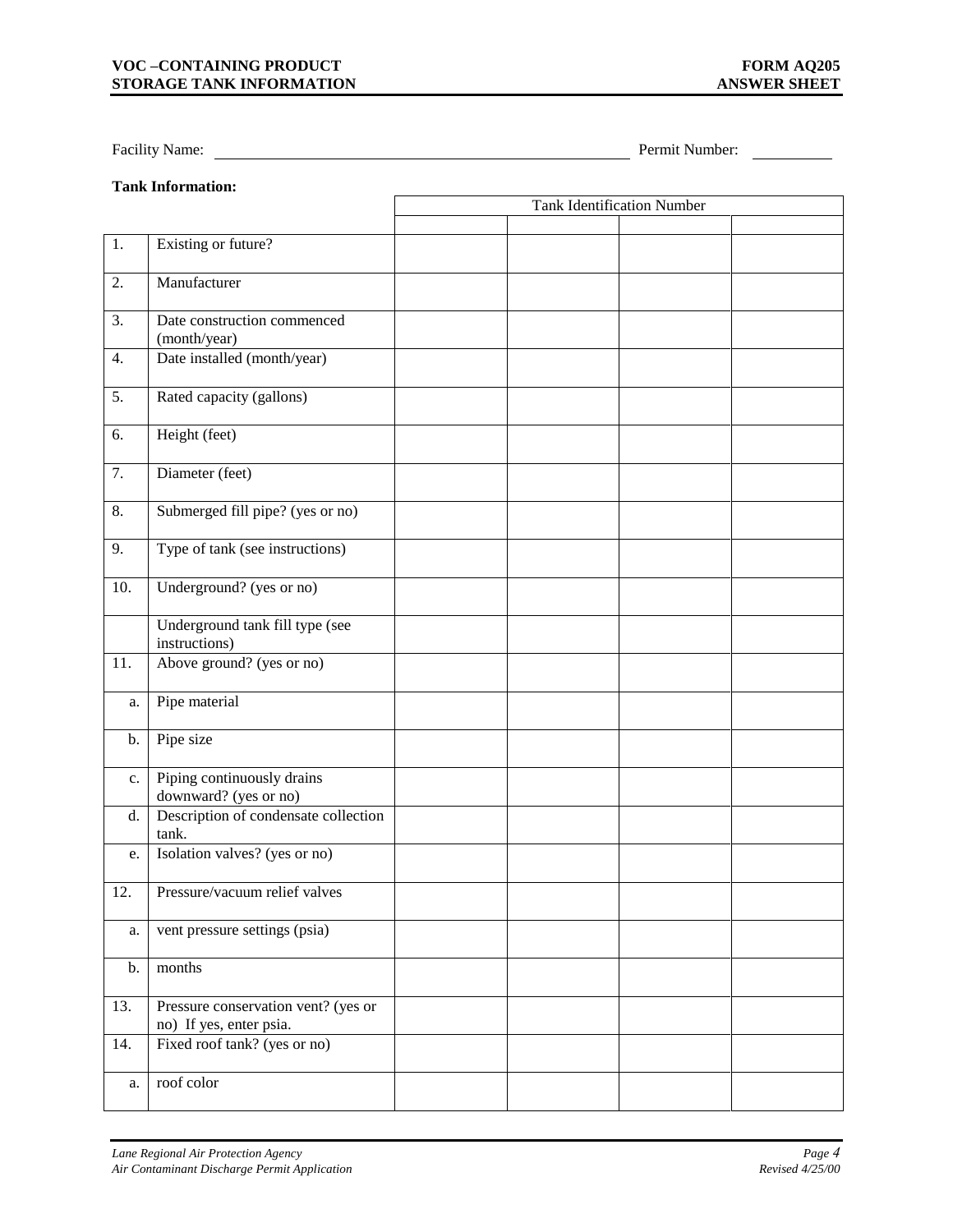**VOC –CONTAINING PRODUCT STORAGE TANK INFORMATION**

**FORM AQ205 ANSWER SHEET**

Facility Name: \_\_\_\_\_\_\_\_\_\_\_\_\_\_\_\_\_\_\_\_\_\_\_\_\_\_\_\_\_\_\_\_\_\_\_\_ Permit Number: \_\_\_\_\_\_\_\_

**Tank Information:**

| | | Tank Identification Number | | | |
|---|---|---|---|---|---|
| | | | | | |
| 1. | Existing or future? | | | | |
| 2. | Manufacturer | | | | |
| 3. | Date construction commenced (month/year) | | | | |
| 4. | Date installed (month/year) | | | | |
| 5. | Rated capacity (gallons) | | | | |
| 6. | Height (feet) | | | | |
| 7. | Diameter (feet) | | | | |
| 8. | Submerged fill pipe? (yes or no) | | | | |
| 9. | Type of tank (see instructions) | | | | |
| 10. | Underground? (yes or no) | | | | |
| | Underground tank fill type (see instructions) | | | | |
| 11. | Above ground? (yes or no) | | | | |
| a. | Pipe material | | | | |
| b. | Pipe size | | | | |
| c. | Piping continuously drains downward? (yes or no) | | | | |
| d. | Description of condensate collection tank. | | | | |
| e. | Isolation valves? (yes or no) | | | | |
| 12. | Pressure/vacuum relief valves | | | | |
| a. | vent pressure settings (psia) | | | | |
| b. | months | | | | |
| 13. | Pressure conservation vent? (yes or no) If yes, enter psia. | | | | |
| 14. | Fixed roof tank? (yes or no) | | | | |
| a. | roof color | | | | |

*Lane Regional Air Protection Agency*
*Air Contaminant Discharge Permit Application*

*Revised 4/25/00*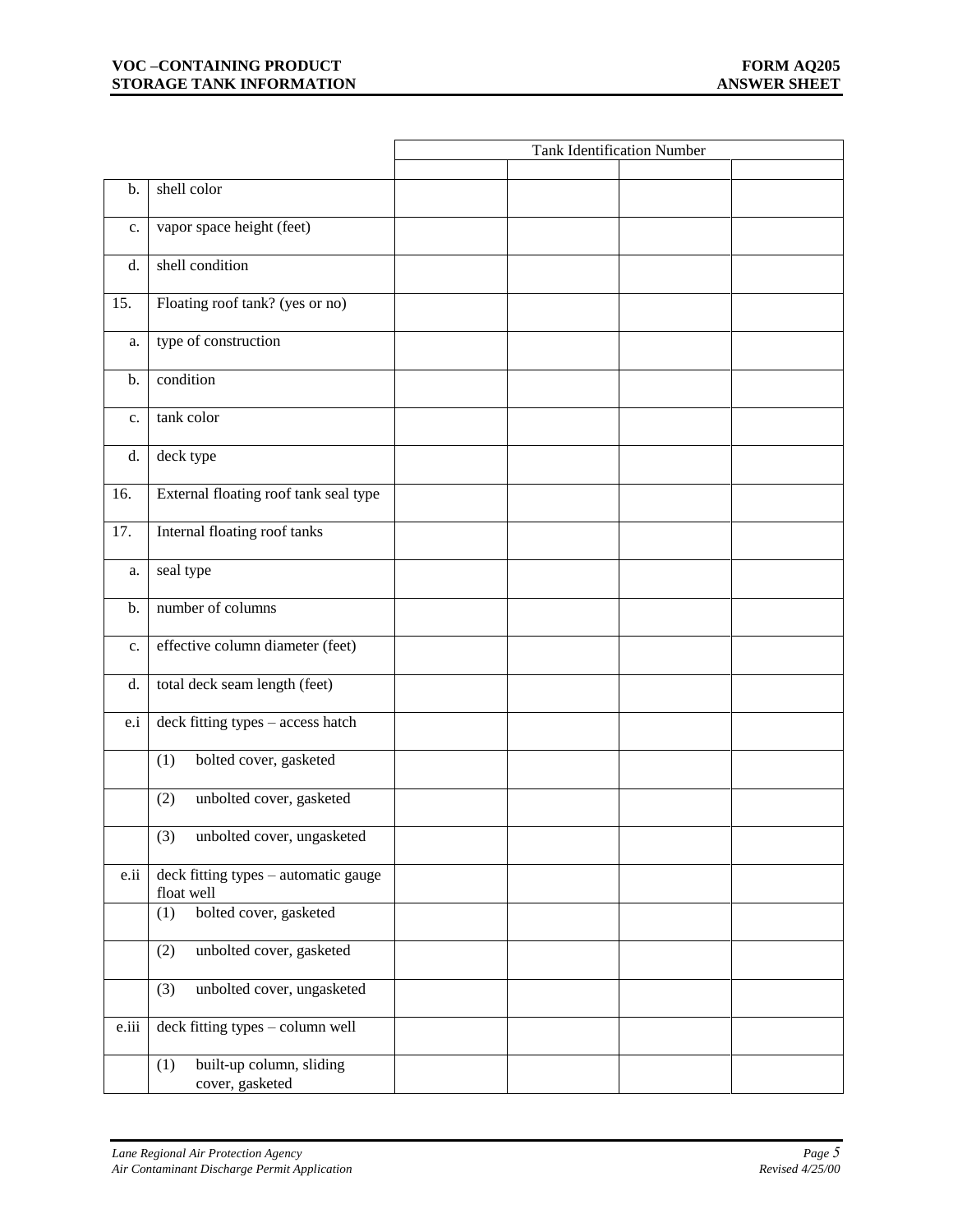**VOC –CONTAINING PRODUCT STORAGE TANK INFORMATION**

**FORM AQ205 ANSWER SHEET**

| | | Tank Identification Number | | | |
|---|---|---|---|---|---|
| | | | | | |
| b. | shell color | | | | |
| c. | vapor space height (feet) | | | | |
| d. | shell condition | | | | |
| 15. | Floating roof tank? (yes or no) | | | | |
| a. | type of construction | | | | |
| b. | condition | | | | |
| c. | tank color | | | | |
| d. | deck type | | | | |
| 16. | External floating roof tank seal type | | | | |
| 17. | Internal floating roof tanks | | | | |
| a. | seal type | | | | |
| b. | number of columns | | | | |
| c. | effective column diameter (feet) | | | | |
| d. | total deck seam length (feet) | | | | |
| e.i | deck fitting types – access hatch | | | | |
| | (1) bolted cover, gasketed | | | | |
| | (2) unbolted cover, gasketed | | | | |
| | (3) unbolted cover, ungasketed | | | | |
| e.ii | deck fitting types – automatic gauge float well | | | | |
| | (1) bolted cover, gasketed | | | | |
| | (2) unbolted cover, gasketed | | | | |
| | (3) unbolted cover, ungasketed | | | | |
| e.iii | deck fitting types – column well | | | | |
| | (1) built-up column, sliding cover, gasketed | | | | |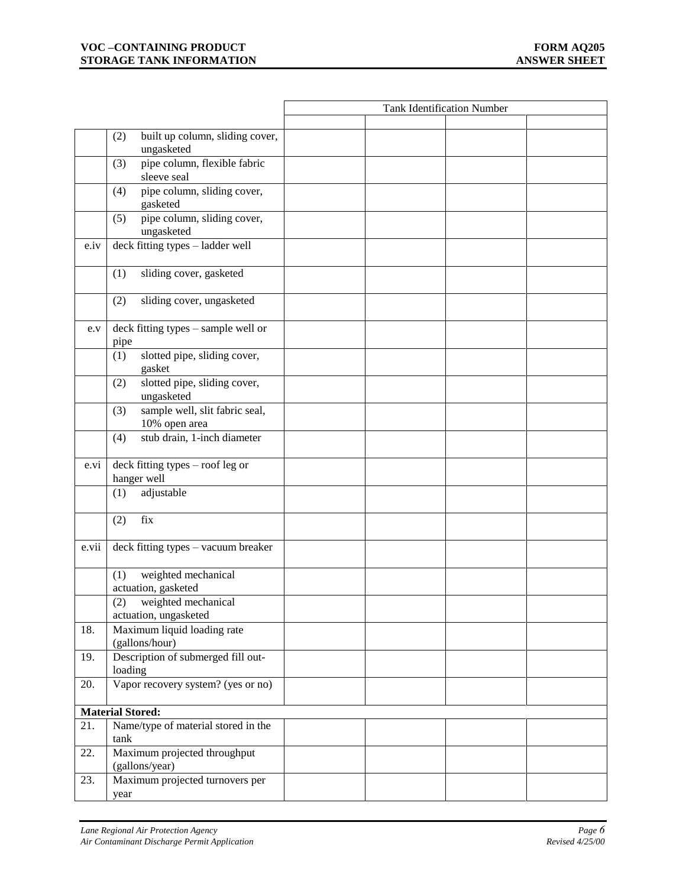# VOC –CONTAINING PRODUCT STORAGE TANK INFORMATION

# FORM AQ205 ANSWER SHEET

| | | Tank Identification Number | | | |
|---|---|---|---|---|---|
| | | | | | |
| | (2) built up column, sliding cover, ungasketed | | | | |
| | (3) pipe column, flexible fabric sleeve seal | | | | |
| | (4) pipe column, sliding cover, gasketed | | | | |
| | (5) pipe column, sliding cover, ungasketed | | | | |
| e.iv | deck fitting types – ladder well | | | | |
| | (1) sliding cover, gasketed | | | | |
| | (2) sliding cover, ungasketed | | | | |
| e.v | deck fitting types – sample well or pipe | | | | |
| | (1) slotted pipe, sliding cover, gasket | | | | |
| | (2) slotted pipe, sliding cover, ungasketed | | | | |
| | (3) sample well, slit fabric seal, 10% open area | | | | |
| | (4) stub drain, 1-inch diameter | | | | |
| e.vi | deck fitting types – roof leg or hanger well | | | | |
| | (1) adjustable | | | | |
| | (2) fix | | | | |
| e.vii | deck fitting types – vacuum breaker | | | | |
| | (1) weighted mechanical actuation, gasketed | | | | |
| | (2) weighted mechanical actuation, ungasketed | | | | |
| 18. | Maximum liquid loading rate (gallons/hour) | | | | |
| 19. | Description of submerged fill out-loading | | | | |
| 20. | Vapor recovery system? (yes or no) | | | | |
| **Material Stored:** | | | | | |
| 21. | Name/type of material stored in the tank | | | | |
| 22. | Maximum projected throughput (gallons/year) | | | | |
| 23. | Maximum projected turnovers per year | | | | |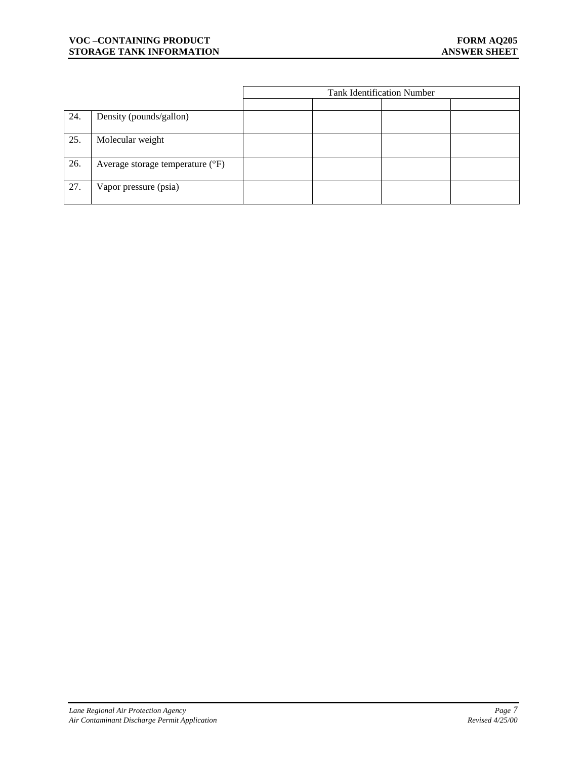**VOC –CONTAINING PRODUCT STORAGE TANK INFORMATION**

**FORM AQ205 ANSWER SHEET**

| | | Tank Identification Number | | | |
|---|---|---|---|---|---|
| | | | | | |
| 24. | Density (pounds/gallon) | | | | |
| 25. | Molecular weight | | | | |
| 26. | Average storage temperature (°F) | | | | |
| 27. | Vapor pressure (psia) | | | | |